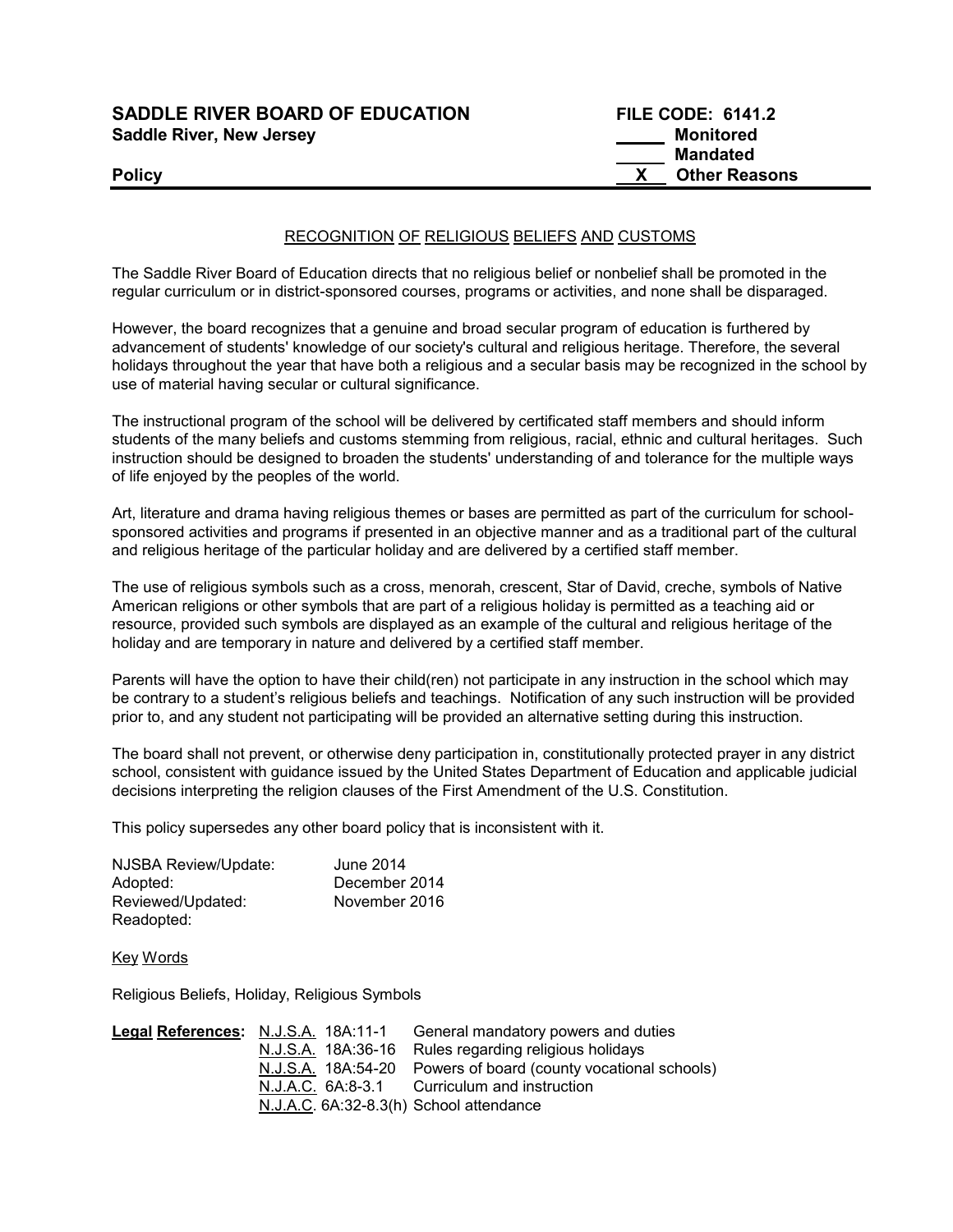**SADDLE RIVER BOARD OF EDUCATION**
**Saddle River, New Jersey**

**FILE CODE: 6141.2**
_____ **Monitored**
_____ **Mandated**
__X__ **Other Reasons**

**Policy**

## RECOGNITION OF RELIGIOUS BELIEFS AND CUSTOMS

The Saddle River Board of Education directs that no religious belief or nonbelief shall be promoted in the regular curriculum or in district-sponsored courses, programs or activities, and none shall be disparaged.

However, the board recognizes that a genuine and broad secular program of education is furthered by advancement of students' knowledge of our society's cultural and religious heritage. Therefore, the several holidays throughout the year that have both a religious and a secular basis may be recognized in the school by use of material having secular or cultural significance.

The instructional program of the school will be delivered by certificated staff members and should inform students of the many beliefs and customs stemming from religious, racial, ethnic and cultural heritages. Such instruction should be designed to broaden the students' understanding of and tolerance for the multiple ways of life enjoyed by the peoples of the world.

Art, literature and drama having religious themes or bases are permitted as part of the curriculum for school-sponsored activities and programs if presented in an objective manner and as a traditional part of the cultural and religious heritage of the particular holiday and are delivered by a certified staff member.

The use of religious symbols such as a cross, menorah, crescent, Star of David, creche, symbols of Native American religions or other symbols that are part of a religious holiday is permitted as a teaching aid or resource, provided such symbols are displayed as an example of the cultural and religious heritage of the holiday and are temporary in nature and delivered by a certified staff member.

Parents will have the option to have their child(ren) not participate in any instruction in the school which may be contrary to a student's religious beliefs and teachings. Notification of any such instruction will be provided prior to, and any student not participating will be provided an alternative setting during this instruction.

The board shall not prevent, or otherwise deny participation in, constitutionally protected prayer in any district school, consistent with guidance issued by the United States Department of Education and applicable judicial decisions interpreting the religion clauses of the First Amendment of the U.S. Constitution.

This policy supersedes any other board policy that is inconsistent with it.

| | |
|---|---|
| NJSBA Review/Update: | June 2014 |
| Adopted: | December 2014 |
| Reviewed/Updated: | November 2016 |
| Readopted: | |

Key Words

Religious Beliefs, Holiday, Religious Symbols

**Legal References:**

| | |
|---|---|
| N.J.S.A. 18A:11-1 | General mandatory powers and duties |
| N.J.S.A. 18A:36-16 | Rules regarding religious holidays |
| N.J.S.A. 18A:54-20 | Powers of board (county vocational schools) |
| N.J.A.C. 6A:8-3.1 | Curriculum and instruction |
| N.J.A.C. 6A:32-8.3(h) | School attendance |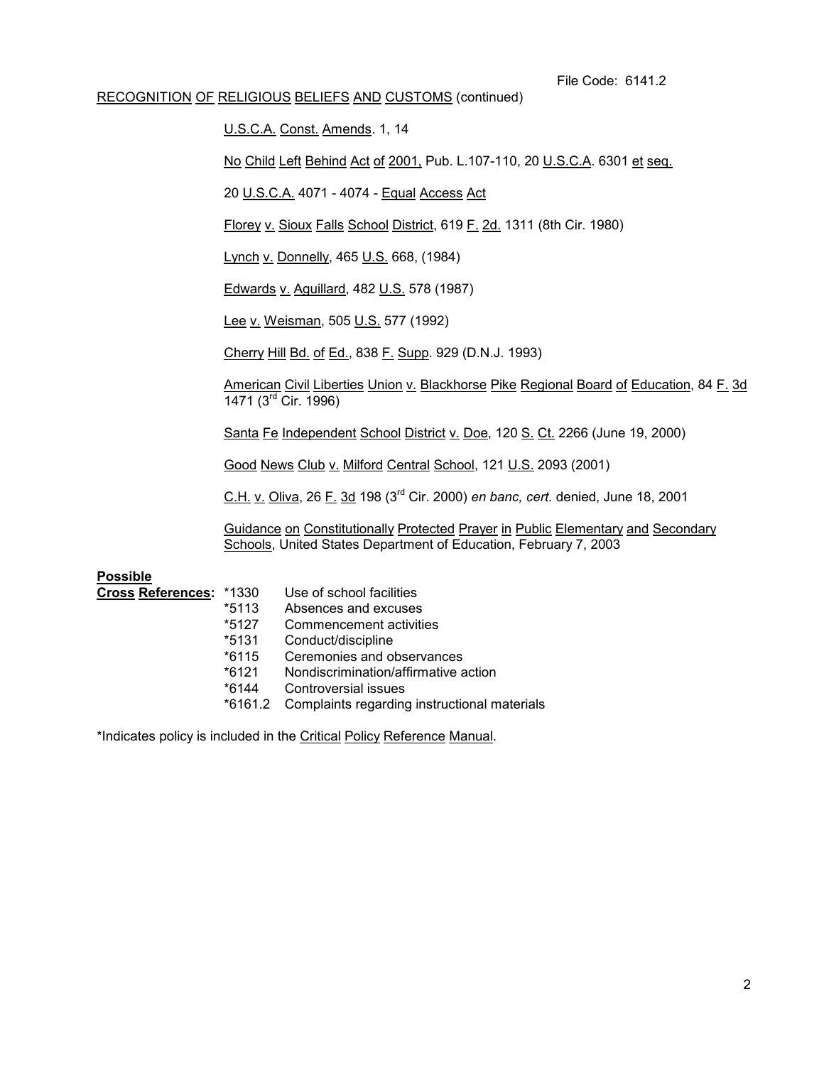File Code: 6141.2

RECOGNITION OF RELIGIOUS BELIEFS AND CUSTOMS (continued)

U.S.C.A. Const. Amends. 1, 14

No Child Left Behind Act of 2001, Pub. L.107-110, 20 U.S.C.A. 6301 et seq.

20 U.S.C.A. 4071 - 4074 - Equal Access Act

Florey v. Sioux Falls School District, 619 F. 2d. 1311 (8th Cir. 1980)

Lynch v. Donnelly, 465 U.S. 668, (1984)

Edwards v. Aguillard, 482 U.S. 578 (1987)

Lee v. Weisman, 505 U.S. 577 (1992)

Cherry Hill Bd. of Ed., 838 F. Supp. 929 (D.N.J. 1993)

American Civil Liberties Union v. Blackhorse Pike Regional Board of Education, 84 F. 3d 1471 (3rd Cir. 1996)

Santa Fe Independent School District v. Doe, 120 S. Ct. 2266 (June 19, 2000)

Good News Club v. Milford Central School, 121 U.S. 2093 (2001)

C.H. v. Oliva, 26 F. 3d 198 (3rd Cir. 2000) *en banc, cert.* denied, June 18, 2001

Guidance on Constitutionally Protected Prayer in Public Elementary and Secondary Schools, United States Department of Education, February 7, 2003

**Possible Cross References:**

- *1330 Use of school facilities
- *5113 Absences and excuses
- *5127 Commencement activities
- *5131 Conduct/discipline
- *6115 Ceremonies and observances
- *6121 Nondiscrimination/affirmative action
- *6144 Controversial issues
- *6161.2 Complaints regarding instructional materials

*Indicates policy is included in the Critical Policy Reference Manual.